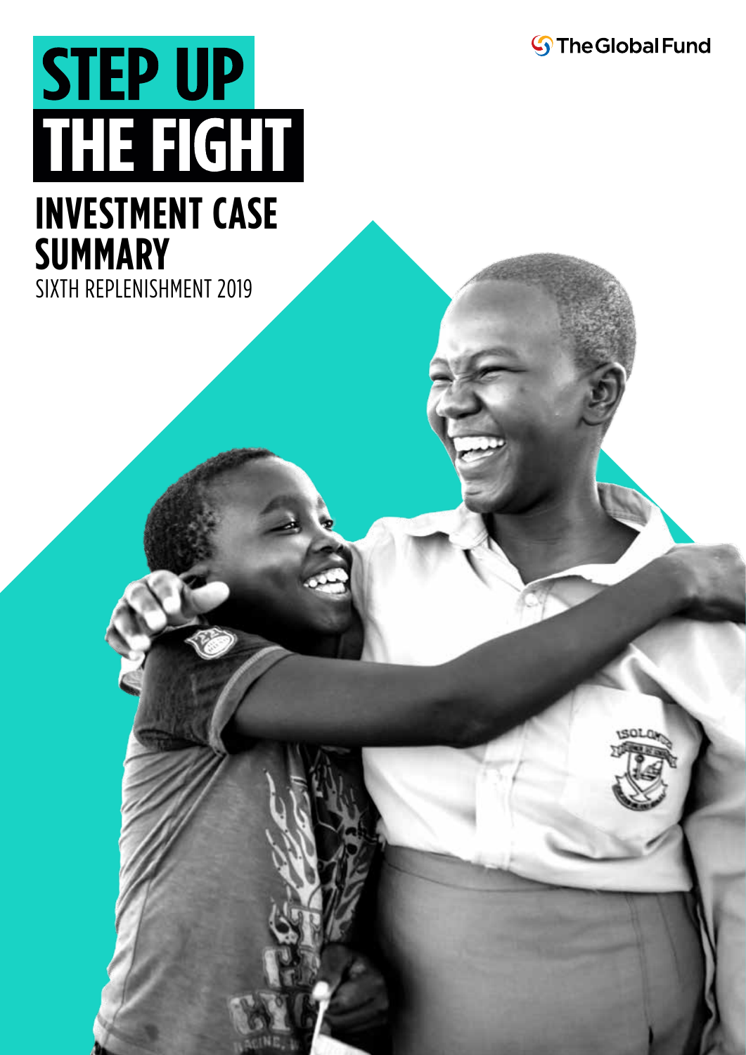The Global Fund

# STEP UP THE FIGHT

## INVESTMENT CASE SUMMARY

SIXTH REPLENISHMENT 2019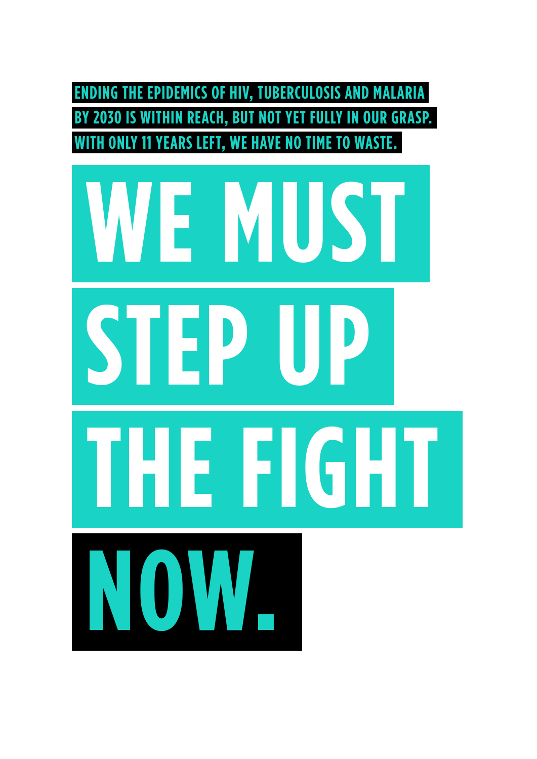**ENDING THE EPIDEMICS OF HIV, TUBERCULOSIS AND MALARIA BY 2030 IS WITHIN REACH, BUT NOT YET FULLY IN OUR GRASP. WITH ONLY 11 YEARS LEFT, WE HAVE NO TIME TO WASTE.**

# WE MUST STEP UP THE FIGHT NOW.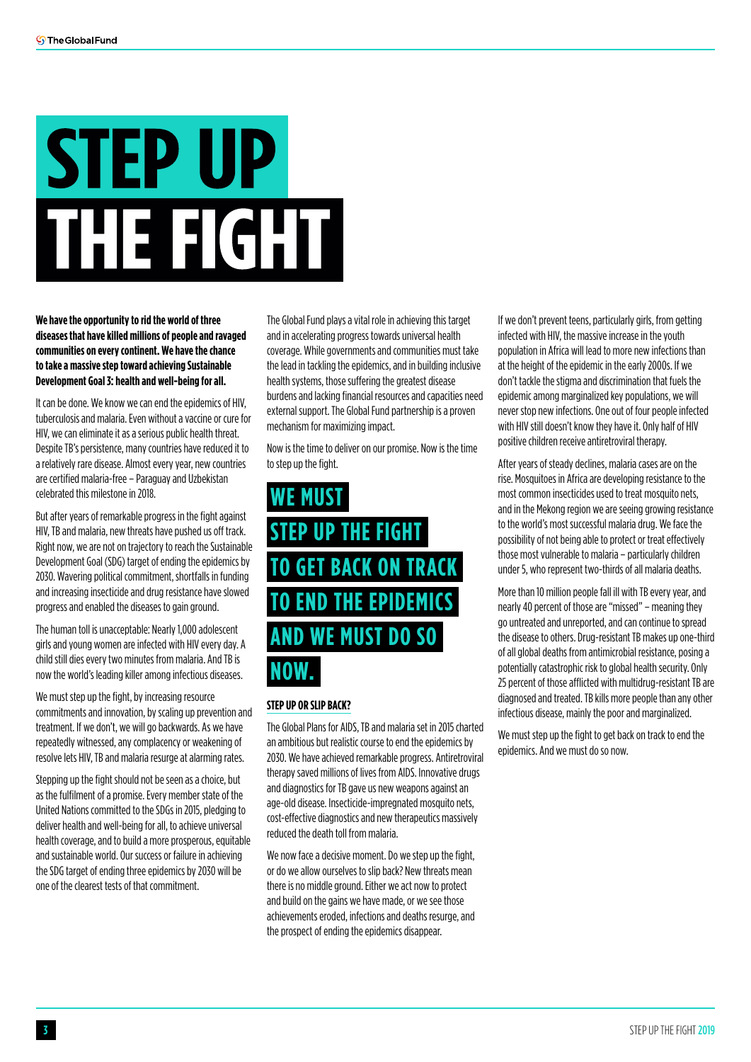# STEP UP THE FIGHT

**We have the opportunity to rid the world of three diseases that have killed millions of people and ravaged communities on every continent. We have the chance to take a massive step toward achieving Sustainable Development Goal 3: health and well-being for all.**

It can be done. We know we can end the epidemics of HIV, tuberculosis and malaria. Even without a vaccine or cure for HIV, we can eliminate it as a serious public health threat. Despite TB's persistence, many countries have reduced it to a relatively rare disease. Almost every year, new countries are certified malaria-free – Paraguay and Uzbekistan celebrated this milestone in 2018.

But after years of remarkable progress in the fight against HIV, TB and malaria, new threats have pushed us off track. Right now, we are not on trajectory to reach the Sustainable Development Goal (SDG) target of ending the epidemics by 2030. Wavering political commitment, shortfalls in funding and increasing insecticide and drug resistance have slowed progress and enabled the diseases to gain ground.

The human toll is unacceptable: Nearly 1,000 adolescent girls and young women are infected with HIV every day. A child still dies every two minutes from malaria. And TB is now the world's leading killer among infectious diseases.

We must step up the fight, by increasing resource commitments and innovation, by scaling up prevention and treatment. If we don't, we will go backwards. As we have repeatedly witnessed, any complacency or weakening of resolve lets HIV, TB and malaria resurge at alarming rates.

Stepping up the fight should not be seen as a choice, but as the fulfilment of a promise. Every member state of the United Nations committed to the SDGs in 2015, pledging to deliver health and well-being for all, to achieve universal health coverage, and to build a more prosperous, equitable and sustainable world. Our success or failure in achieving the SDG target of ending three epidemics by 2030 will be one of the clearest tests of that commitment.

The Global Fund plays a vital role in achieving this target and in accelerating progress towards universal health coverage. While governments and communities must take the lead in tackling the epidemics, and in building inclusive health systems, those suffering the greatest disease burdens and lacking financial resources and capacities need external support. The Global Fund partnership is a proven mechanism for maximizing impact.

Now is the time to deliver on our promise. Now is the time to step up the fight.

**WE MUST STEP UP THE FIGHT TO GET BACK ON TRACK TO END THE EPIDEMICS AND WE MUST DO SO NOW.**

### STEP UP OR SLIP BACK?

The Global Plans for AIDS, TB and malaria set in 2015 charted an ambitious but realistic course to end the epidemics by 2030. We have achieved remarkable progress. Antiretroviral therapy saved millions of lives from AIDS. Innovative drugs and diagnostics for TB gave us new weapons against an age-old disease. Insecticide-impregnated mosquito nets, cost-effective diagnostics and new therapeutics massively reduced the death toll from malaria.

We now face a decisive moment. Do we step up the fight, or do we allow ourselves to slip back? New threats mean there is no middle ground. Either we act now to protect and build on the gains we have made, or we see those achievements eroded, infections and deaths resurge, and the prospect of ending the epidemics disappear.

If we don't prevent teens, particularly girls, from getting infected with HIV, the massive increase in the youth population in Africa will lead to more new infections than at the height of the epidemic in the early 2000s. If we don't tackle the stigma and discrimination that fuels the epidemic among marginalized key populations, we will never stop new infections. One out of four people infected with HIV still doesn't know they have it. Only half of HIV positive children receive antiretroviral therapy.

After years of steady declines, malaria cases are on the rise. Mosquitoes in Africa are developing resistance to the most common insecticides used to treat mosquito nets, and in the Mekong region we are seeing growing resistance to the world's most successful malaria drug. We face the possibility of not being able to protect or treat effectively those most vulnerable to malaria – particularly children under 5, who represent two-thirds of all malaria deaths.

More than 10 million people fall ill with TB every year, and nearly 40 percent of those are "missed" – meaning they go untreated and unreported, and can continue to spread the disease to others. Drug-resistant TB makes up one-third of all global deaths from antimicrobial resistance, posing a potentially catastrophic risk to global health security. Only 25 percent of those afflicted with multidrug-resistant TB are diagnosed and treated. TB kills more people than any other infectious disease, mainly the poor and marginalized.

We must step up the fight to get back on track to end the epidemics. And we must do so now.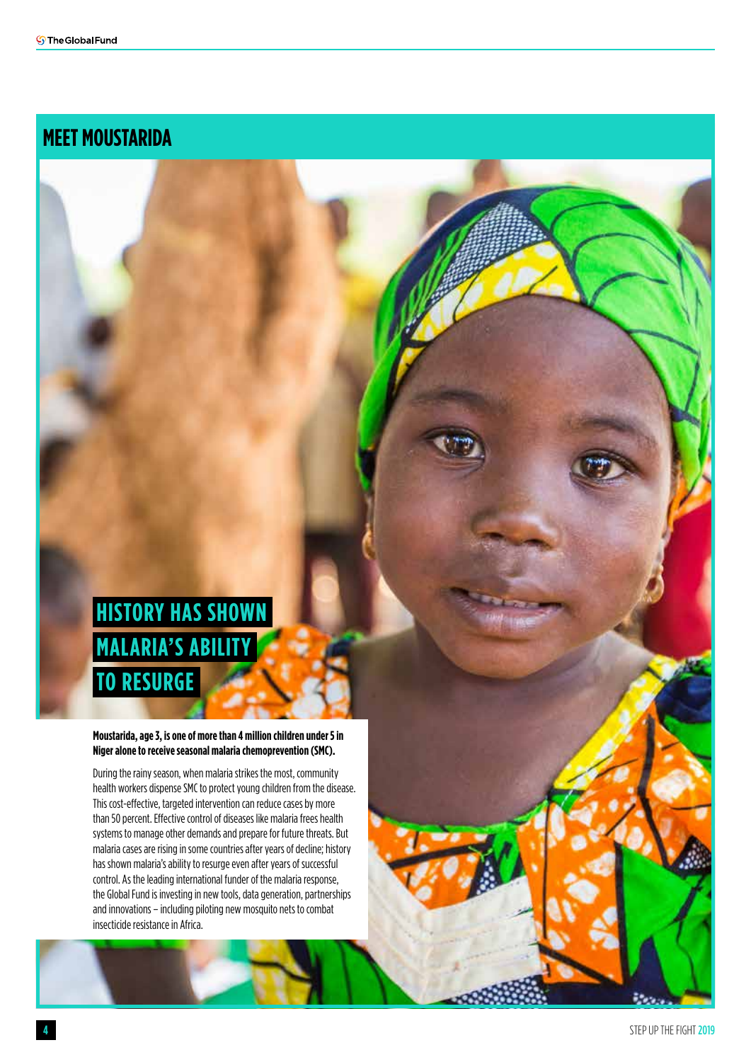## MEET MOUSTARIDA

### HISTORY HAS SHOWN MALARIA'S ABILITY TO RESURGE

**Moustarida, age 3, is one of more than 4 million children under 5 in Niger alone to receive seasonal malaria chemoprevention (SMC).**

During the rainy season, when malaria strikes the most, community health workers dispense SMC to protect young children from the disease. This cost-effective, targeted intervention can reduce cases by more than 50 percent. Effective control of diseases like malaria frees health systems to manage other demands and prepare for future threats. But malaria cases are rising in some countries after years of decline; history has shown malaria's ability to resurge even after years of successful control. As the leading international funder of the malaria response, the Global Fund is investing in new tools, data generation, partnerships and innovations – including piloting new mosquito nets to combat insecticide resistance in Africa.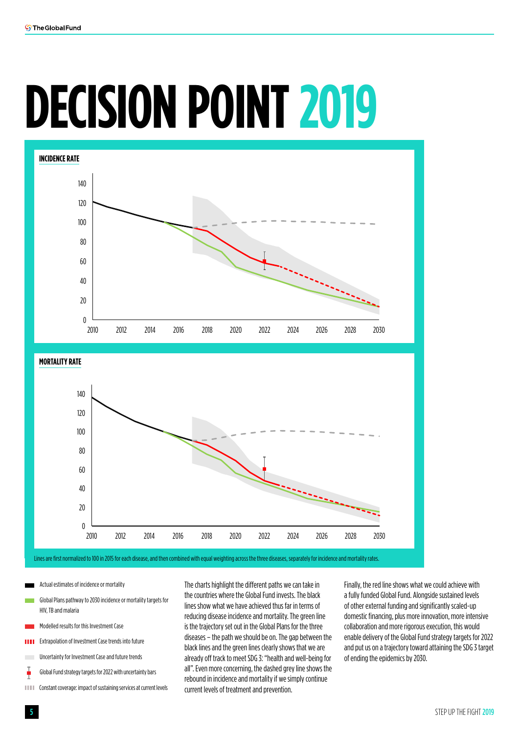# DECISION POINT 2019

**INCIDENCE RATE**

**MORTALITY RATE**

Lines are first normalized to 100 in 2015 for each disease, and then combined with equal weighting across the three diseases, separately for incidence and mortality rates.

- Actual estimates of incidence or mortality
- Global Plans pathway to 2030 incidence or mortality targets for HIV, TB and malaria
- Modelled results for this Investment Case
- Extrapolation of Investment Case trends into future
- Uncertainty for Investment Case and future trends
- Global Fund strategy targets for 2022 with uncertainty bars
- Constant coverage: impact of sustaining services at current levels

The charts highlight the different paths we can take in the countries where the Global Fund invests. The black lines show what we have achieved thus far in terms of reducing disease incidence and mortality. The green line is the trajectory set out in the Global Plans for the three diseases – the path we should be on. The gap between the black lines and the green lines clearly shows that we are already off track to meet SDG 3: "health and well-being for all". Even more concerning, the dashed grey line shows the rebound in incidence and mortality if we simply continue current levels of treatment and prevention.

Finally, the red line shows what we could achieve with a fully funded Global Fund. Alongside sustained levels of other external funding and significantly scaled-up domestic financing, plus more innovation, more intensive collaboration and more rigorous execution, this would enable delivery of the Global Fund strategy targets for 2022 and put us on a trajectory toward attaining the SDG 3 target of ending the epidemics by 2030.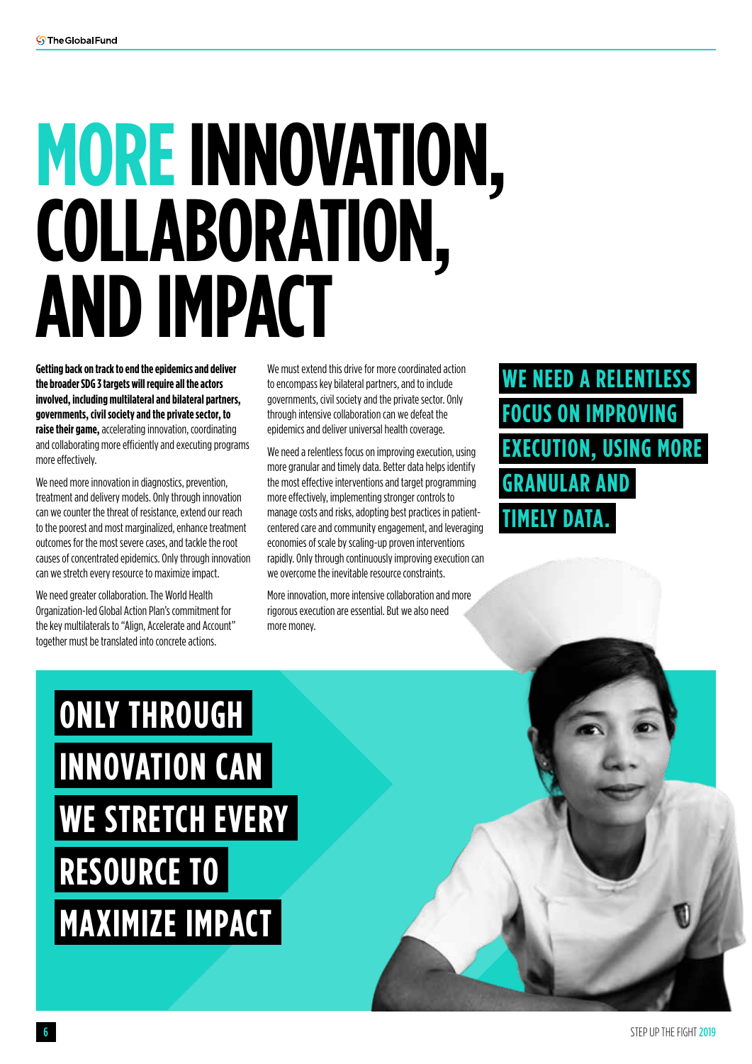# MORE INNOVATION, COLLABORATION, AND IMPACT

**Getting back on track to end the epidemics and deliver the broader SDG 3 targets will require all the actors involved, including multilateral and bilateral partners, governments, civil society and the private sector, to raise their game,** accelerating innovation, coordinating and collaborating more efficiently and executing programs more effectively.

We need more innovation in diagnostics, prevention, treatment and delivery models. Only through innovation can we counter the threat of resistance, extend our reach to the poorest and most marginalized, enhance treatment outcomes for the most severe cases, and tackle the root causes of concentrated epidemics. Only through innovation can we stretch every resource to maximize impact.

We need greater collaboration. The World Health Organization-led Global Action Plan's commitment for the key multilaterals to "Align, Accelerate and Account" together must be translated into concrete actions.

We must extend this drive for more coordinated action to encompass key bilateral partners, and to include governments, civil society and the private sector. Only through intensive collaboration can we defeat the epidemics and deliver universal health coverage.

We need a relentless focus on improving execution, using more granular and timely data. Better data helps identify the most effective interventions and target programming more effectively, implementing stronger controls to manage costs and risks, adopting best practices in patient-centered care and community engagement, and leveraging economies of scale by scaling-up proven interventions rapidly. Only through continuously improving execution can we overcome the inevitable resource constraints.

More innovation, more intensive collaboration and more rigorous execution are essential. But we also need more money.

**WE NEED A RELENTLESS FOCUS ON IMPROVING EXECUTION, USING MORE GRANULAR AND TIMELY DATA.**

**ONLY THROUGH INNOVATION CAN WE STRETCH EVERY RESOURCE TO MAXIMIZE IMPACT**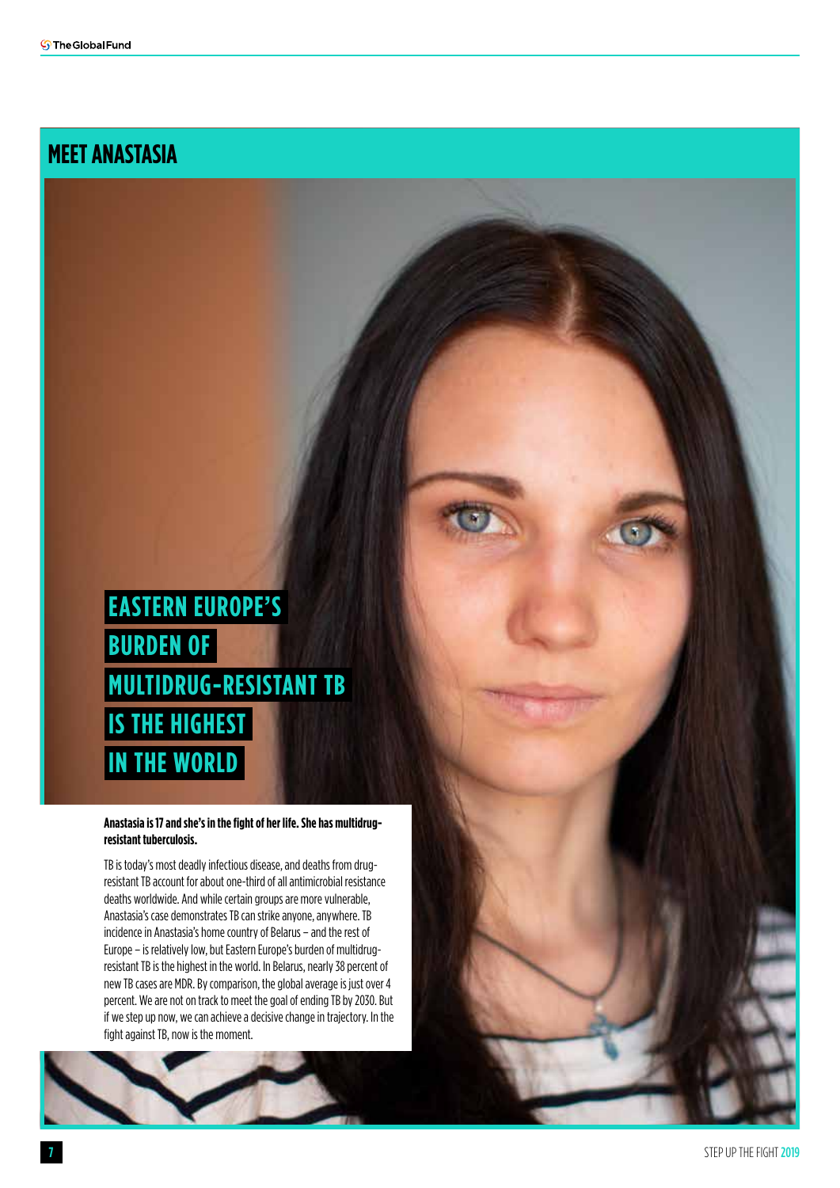# MEET ANASTASIA

## EASTERN EUROPE'S BURDEN OF MULTIDRUG-RESISTANT TB IS THE HIGHEST IN THE WORLD

**Anastasia is 17 and she's in the fight of her life. She has multidrug-resistant tuberculosis.**

TB is today's most deadly infectious disease, and deaths from drug-resistant TB account for about one-third of all antimicrobial resistance deaths worldwide. And while certain groups are more vulnerable, Anastasia's case demonstrates TB can strike anyone, anywhere. TB incidence in Anastasia's home country of Belarus – and the rest of Europe – is relatively low, but Eastern Europe's burden of multidrug-resistant TB is the highest in the world. In Belarus, nearly 38 percent of new TB cases are MDR. By comparison, the global average is just over 4 percent. We are not on track to meet the goal of ending TB by 2030. But if we step up now, we can achieve a decisive change in trajectory. In the fight against TB, now is the moment.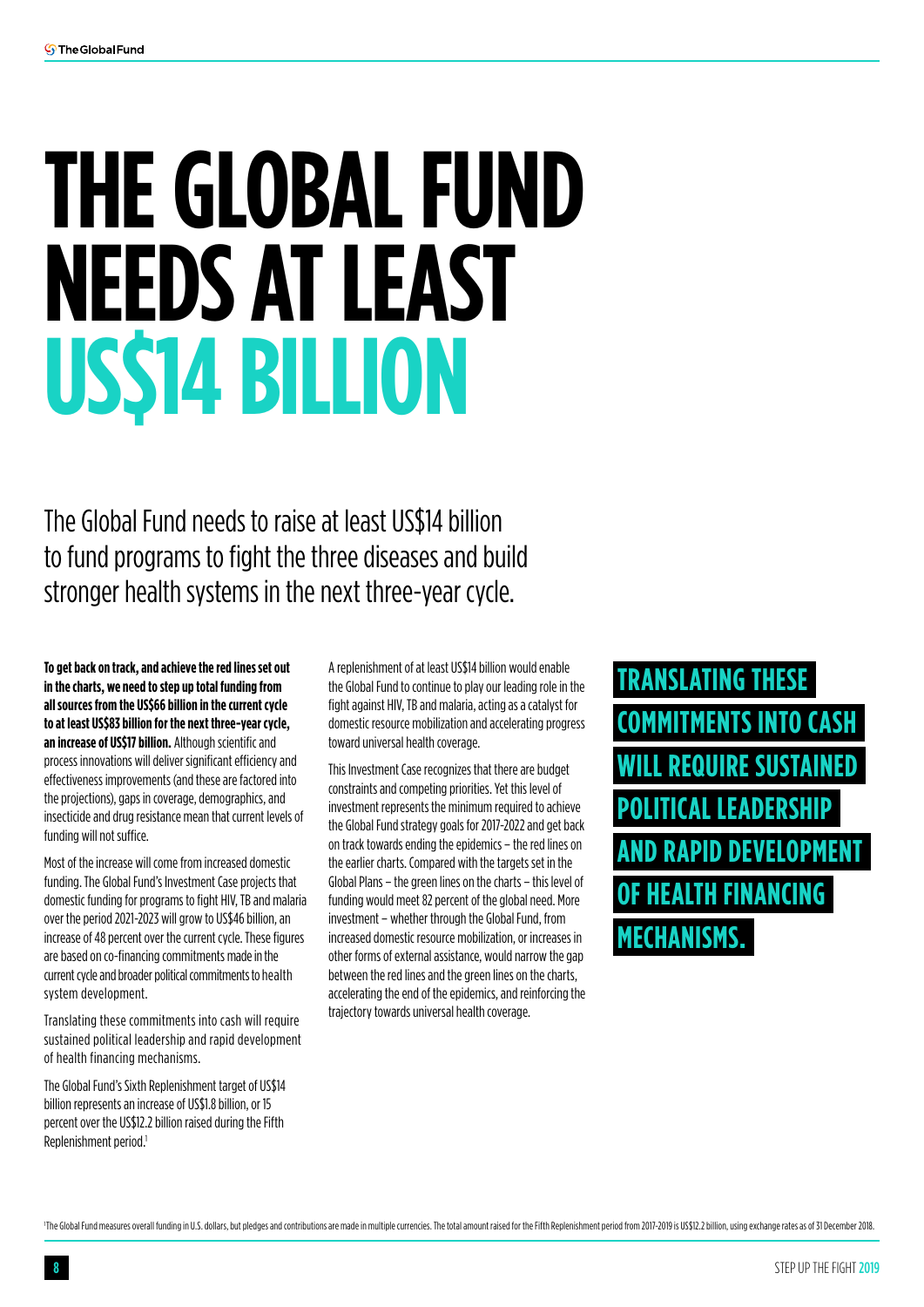# THE GLOBAL FUND NEEDS AT LEAST US$14 BILLION

The Global Fund needs to raise at least US$14 billion to fund programs to fight the three diseases and build stronger health systems in the next three-year cycle.

**To get back on track, and achieve the red lines set out in the charts, we need to step up total funding from all sources from the US$66 billion in the current cycle to at least US$83 billion for the next three-year cycle, an increase of US$17 billion.** Although scientific and process innovations will deliver significant efficiency and effectiveness improvements (and these are factored into the projections), gaps in coverage, demographics, and insecticide and drug resistance mean that current levels of funding will not suffice.

Most of the increase will come from increased domestic funding. The Global Fund's Investment Case projects that domestic funding for programs to fight HIV, TB and malaria over the period 2021-2023 will grow to US$46 billion, an increase of 48 percent over the current cycle. These figures are based on co-financing commitments made in the current cycle and broader political commitments to health system development.

Translating these commitments into cash will require sustained political leadership and rapid development of health financing mechanisms.

The Global Fund's Sixth Replenishment target of US$14 billion represents an increase of US$1.8 billion, or 15 percent over the US$12.2 billion raised during the Fifth Replenishment period.[1]

A replenishment of at least US$14 billion would enable the Global Fund to continue to play our leading role in the fight against HIV, TB and malaria, acting as a catalyst for domestic resource mobilization and accelerating progress toward universal health coverage.

This Investment Case recognizes that there are budget constraints and competing priorities. Yet this level of investment represents the minimum required to achieve the Global Fund strategy goals for 2017-2022 and get back on track towards ending the epidemics – the red lines on the earlier charts. Compared with the targets set in the Global Plans – the green lines on the charts – this level of funding would meet 82 percent of the global need. More investment – whether through the Global Fund, from increased domestic resource mobilization, or increases in other forms of external assistance, would narrow the gap between the red lines and the green lines on the charts, accelerating the end of the epidemics, and reinforcing the trajectory towards universal health coverage.

**TRANSLATING THESE COMMITMENTS INTO CASH WILL REQUIRE SUSTAINED POLITICAL LEADERSHIP AND RAPID DEVELOPMENT OF HEALTH FINANCING MECHANISMS.**

[1] The Global Fund measures overall funding in U.S. dollars, but pledges and contributions are made in multiple currencies. The total amount raised for the Fifth Replenishment period from 2017-2019 is US$12.2 billion, using exchange rates as of 31 December 2018.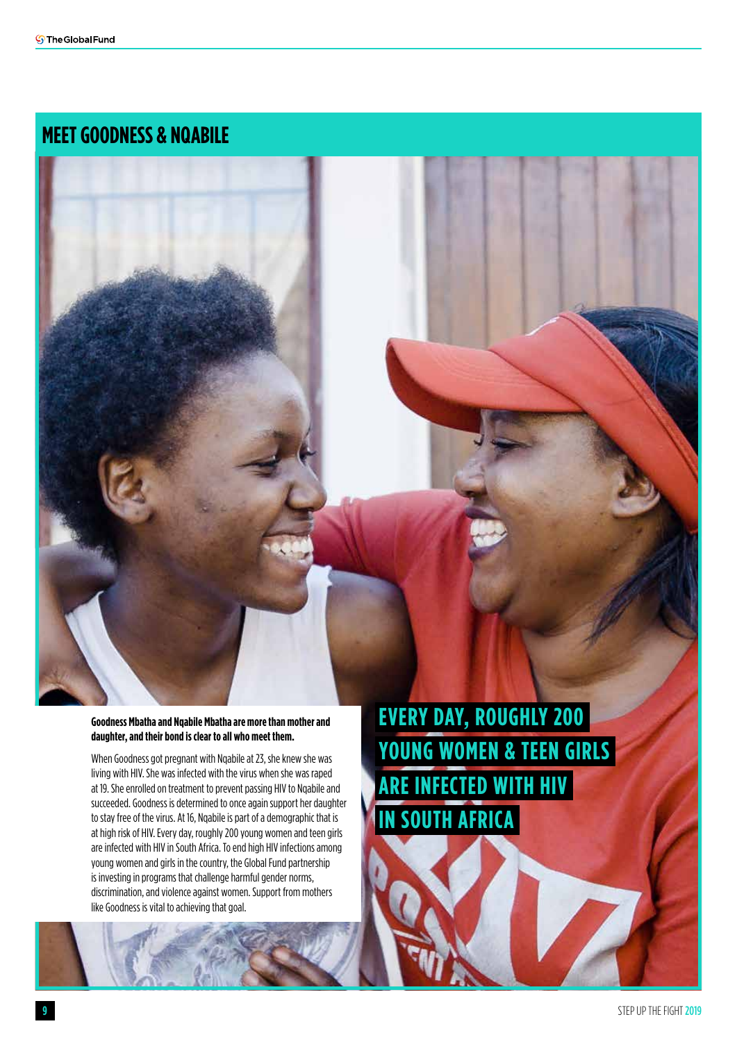## MEET GOODNESS & NQABILE

**Goodness Mbatha and Nqabile Mbatha are more than mother and daughter, and their bond is clear to all who meet them.**

When Goodness got pregnant with Nqabile at 23, she knew she was living with HIV. She was infected with the virus when she was raped at 19. She enrolled on treatment to prevent passing HIV to Nqabile and succeeded. Goodness is determined to once again support her daughter to stay free of the virus. At 16, Nqabile is part of a demographic that is at high risk of HIV. Every day, roughly 200 young women and teen girls are infected with HIV in South Africa. To end high HIV infections among young women and girls in the country, the Global Fund partnership is investing in programs that challenge harmful gender norms, discrimination, and violence against women. Support from mothers like Goodness is vital to achieving that goal.

**EVERY DAY, ROUGHLY 200 YOUNG WOMEN & TEEN GIRLS ARE INFECTED WITH HIV IN SOUTH AFRICA**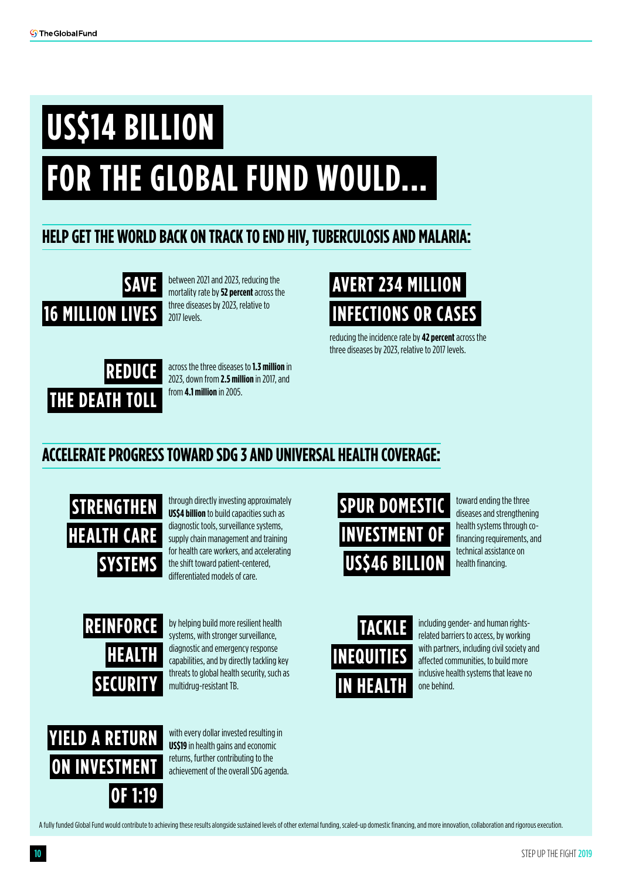# US$14 BILLION FOR THE GLOBAL FUND WOULD...

## HELP GET THE WORLD BACK ON TRACK TO END HIV, TUBERCULOSIS AND MALARIA:

**SAVE 16 MILLION LIVES** between 2021 and 2023, reducing the mortality rate by **52 percent** across the three diseases by 2023, relative to 2017 levels.

**AVERT 234 MILLION INFECTIONS OR CASES** reducing the incidence rate by **42 percent** across the three diseases by 2023, relative to 2017 levels.

**REDUCE THE DEATH TOLL** across the three diseases to **1.3 million** in 2023, down from **2.5 million** in 2017, and from **4.1 million** in 2005.

## ACCELERATE PROGRESS TOWARD SDG 3 AND UNIVERSAL HEALTH COVERAGE:

**STRENGTHEN HEALTH CARE SYSTEMS** through directly investing approximately **US$4 billion** to build capacities such as diagnostic tools, surveillance systems, supply chain management and training for health care workers, and accelerating the shift toward patient-centered, differentiated models of care.

**SPUR DOMESTIC INVESTMENT OF US$46 BILLION** toward ending the three diseases and strengthening health systems through co-financing requirements, and technical assistance on health financing.

**REINFORCE HEALTH SECURITY** by helping build more resilient health systems, with stronger surveillance, diagnostic and emergency response capabilities, and by directly tackling key threats to global health security, such as multidrug-resistant TB.

**TACKLE INEQUITIES IN HEALTH** including gender- and human rights-related barriers to access, by working with partners, including civil society and affected communities, to build more inclusive health systems that leave no one behind.

**YIELD A RETURN ON INVESTMENT OF 1:19** with every dollar invested resulting in **US$19** in health gains and economic returns, further contributing to the achievement of the overall SDG agenda.

A fully funded Global Fund would contribute to achieving these results alongside sustained levels of other external funding, scaled-up domestic financing, and more innovation, collaboration and rigorous execution.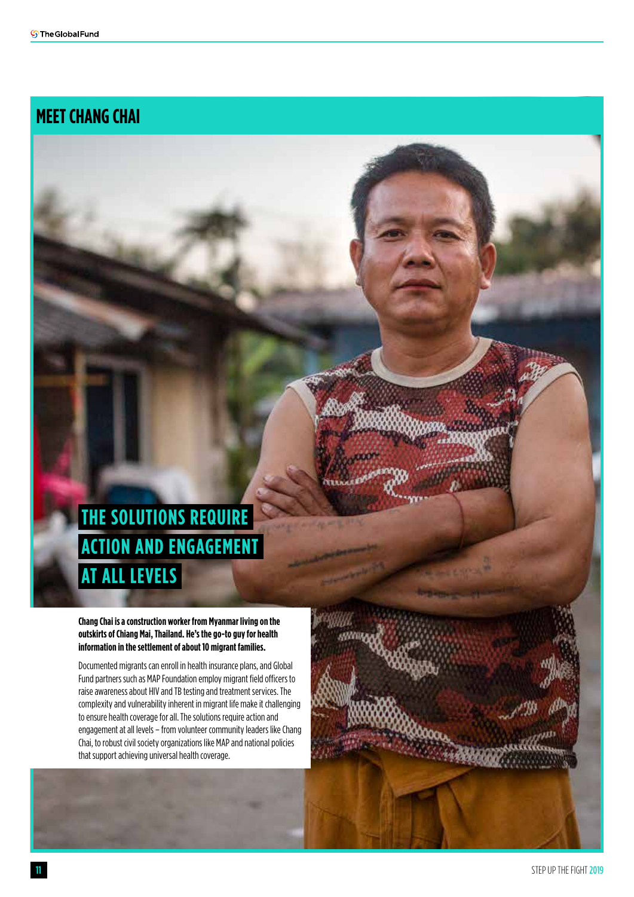## MEET CHANG CHAI

### THE SOLUTIONS REQUIRE ACTION AND ENGAGEMENT AT ALL LEVELS

**Chang Chai is a construction worker from Myanmar living on the outskirts of Chiang Mai, Thailand. He's the go-to guy for health information in the settlement of about 10 migrant families.**

Documented migrants can enroll in health insurance plans, and Global Fund partners such as MAP Foundation employ migrant field officers to raise awareness about HIV and TB testing and treatment services. The complexity and vulnerability inherent in migrant life make it challenging to ensure health coverage for all. The solutions require action and engagement at all levels – from volunteer community leaders like Chang Chai, to robust civil society organizations like MAP and national policies that support achieving universal health coverage.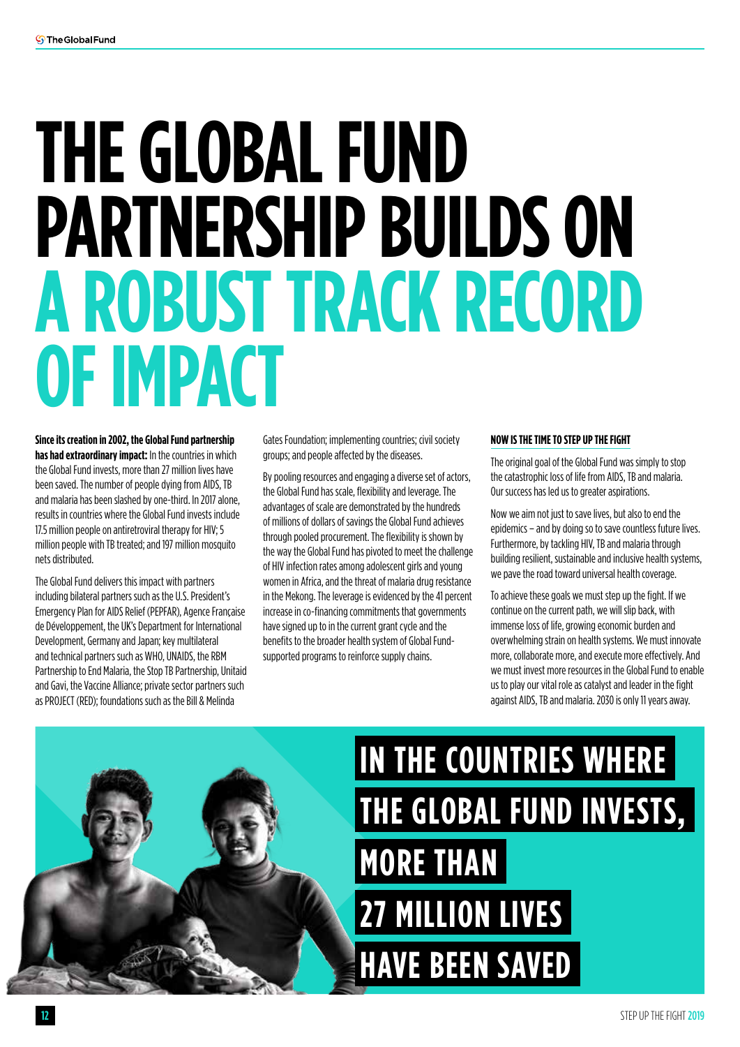# THE GLOBAL FUND PARTNERSHIP BUILDS ON A ROBUST TRACK RECORD OF IMPACT

**Since its creation in 2002, the Global Fund partnership has had extraordinary impact:** In the countries in which the Global Fund invests, more than 27 million lives have been saved. The number of people dying from AIDS, TB and malaria has been slashed by one-third. In 2017 alone, results in countries where the Global Fund invests include 17.5 million people on antiretroviral therapy for HIV; 5 million people with TB treated; and 197 million mosquito nets distributed.

The Global Fund delivers this impact with partners including bilateral partners such as the U.S. President's Emergency Plan for AIDS Relief (PEPFAR), Agence Française de Développement, the UK's Department for International Development, Germany and Japan; key multilateral and technical partners such as WHO, UNAIDS, the RBM Partnership to End Malaria, the Stop TB Partnership, Unitaid and Gavi, the Vaccine Alliance; private sector partners such as PROJECT (RED); foundations such as the Bill & Melinda Gates Foundation; implementing countries; civil society groups; and people affected by the diseases.

By pooling resources and engaging a diverse set of actors, the Global Fund has scale, flexibility and leverage. The advantages of scale are demonstrated by the hundreds of millions of dollars of savings the Global Fund achieves through pooled procurement. The flexibility is shown by the way the Global Fund has pivoted to meet the challenge of HIV infection rates among adolescent girls and young women in Africa, and the threat of malaria drug resistance in the Mekong. The leverage is evidenced by the 41 percent increase in co-financing commitments that governments have signed up to in the current grant cycle and the benefits to the broader health system of Global Fund-supported programs to reinforce supply chains.

## NOW IS THE TIME TO STEP UP THE FIGHT

The original goal of the Global Fund was simply to stop the catastrophic loss of life from AIDS, TB and malaria. Our success has led us to greater aspirations.

Now we aim not just to save lives, but also to end the epidemics – and by doing so to save countless future lives. Furthermore, by tackling HIV, TB and malaria through building resilient, sustainable and inclusive health systems, we pave the road toward universal health coverage.

To achieve these goals we must step up the fight. If we continue on the current path, we will slip back, with immense loss of life, growing economic burden and overwhelming strain on health systems. We must innovate more, collaborate more, and execute more effectively. And we must invest more resources in the Global Fund to enable us to play our vital role as catalyst and leader in the fight against AIDS, TB and malaria. 2030 is only 11 years away.

**IN THE COUNTRIES WHERE THE GLOBAL FUND INVESTS, MORE THAN 27 MILLION LIVES HAVE BEEN SAVED**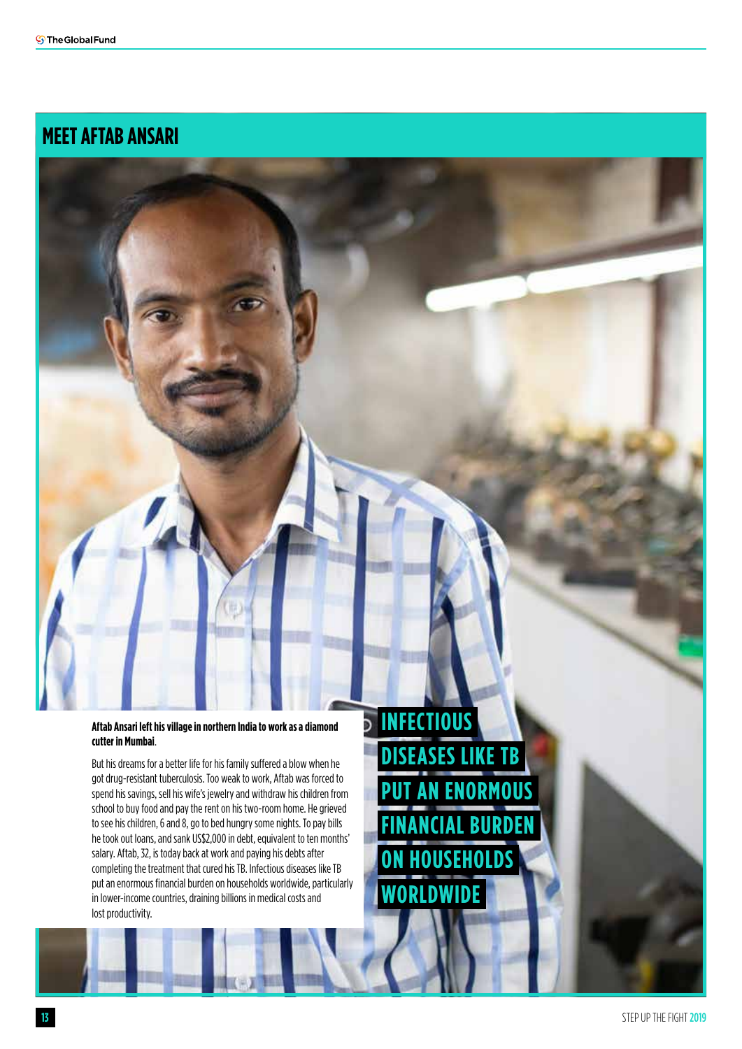# MEET AFTAB ANSARI

**Aftab Ansari left his village in northern India to work as a diamond cutter in Mumbai.**

But his dreams for a better life for his family suffered a blow when he got drug-resistant tuberculosis. Too weak to work, Aftab was forced to spend his savings, sell his wife's jewelry and withdraw his children from school to buy food and pay the rent on his two-room home. He grieved to see his children, 6 and 8, go to bed hungry some nights. To pay bills he took out loans, and sank US$2,000 in debt, equivalent to ten months' salary. Aftab, 32, is today back at work and paying his debts after completing the treatment that cured his TB. Infectious diseases like TB put an enormous financial burden on households worldwide, particularly in lower-income countries, draining billions in medical costs and lost productivity.

**INFECTIOUS DISEASES LIKE TB PUT AN ENORMOUS FINANCIAL BURDEN ON HOUSEHOLDS WORLDWIDE**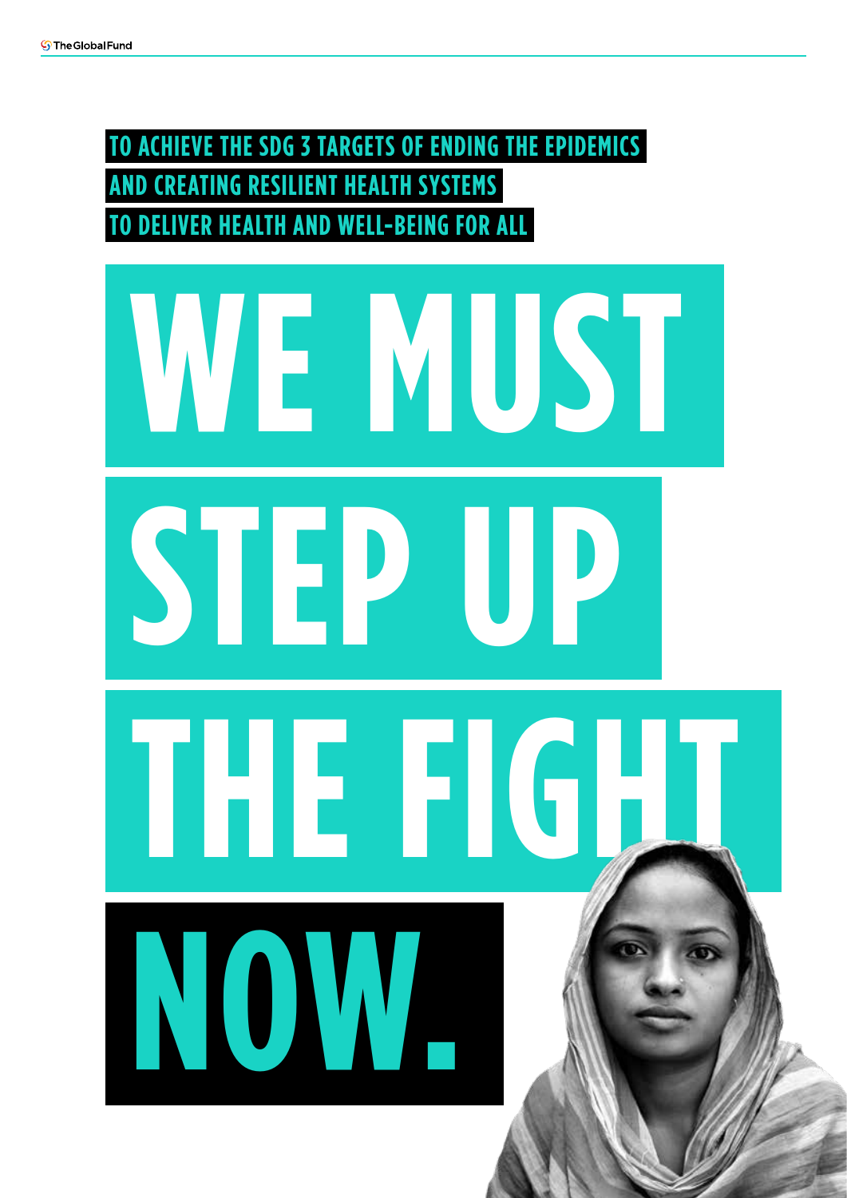TO ACHIEVE THE SDG 3 TARGETS OF ENDING THE EPIDEMICS
AND CREATING RESILIENT HEALTH SYSTEMS
TO DELIVER HEALTH AND WELL-BEING FOR ALL

# WE MUST STEP UP THE FIGHT NOW.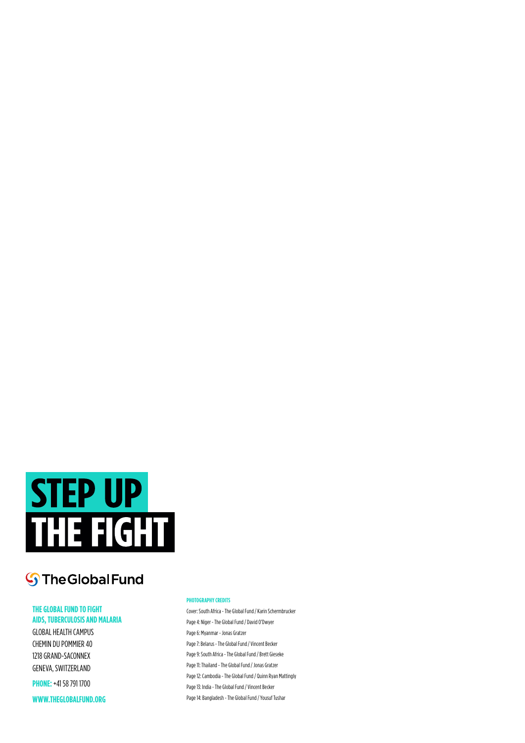# STEP UP THE FIGHT

The Global Fund

**THE GLOBAL FUND TO FIGHT AIDS, TUBERCULOSIS AND MALARIA**

GLOBAL HEALTH CAMPUS
CHEMIN DU POMMIER 40
1218 GRAND-SACONNEX
GENEVA, SWITZERLAND

**PHONE:** +41 58 791 1700

**WWW.THEGLOBALFUND.ORG**

**PHOTOGRAPHY CREDITS**

Cover: South Africa - The Global Fund / Karin Schermbrucker
Page 4: Niger - The Global Fund / David O'Dwyer
Page 6: Myanmar - Jonas Gratzer
Page 7: Belarus - The Global Fund / Vincent Becker
Page 9: South Africa - The Global Fund / Brett Gieseke
Page 11: Thailand - The Global Fund / Jonas Gratzer
Page 12: Cambodia - The Global Fund / Quinn Ryan Mattingly
Page 13: India - The Global Fund / Vincent Becker
Page 14: Bangladesh - The Global Fund / Yousuf Tushar